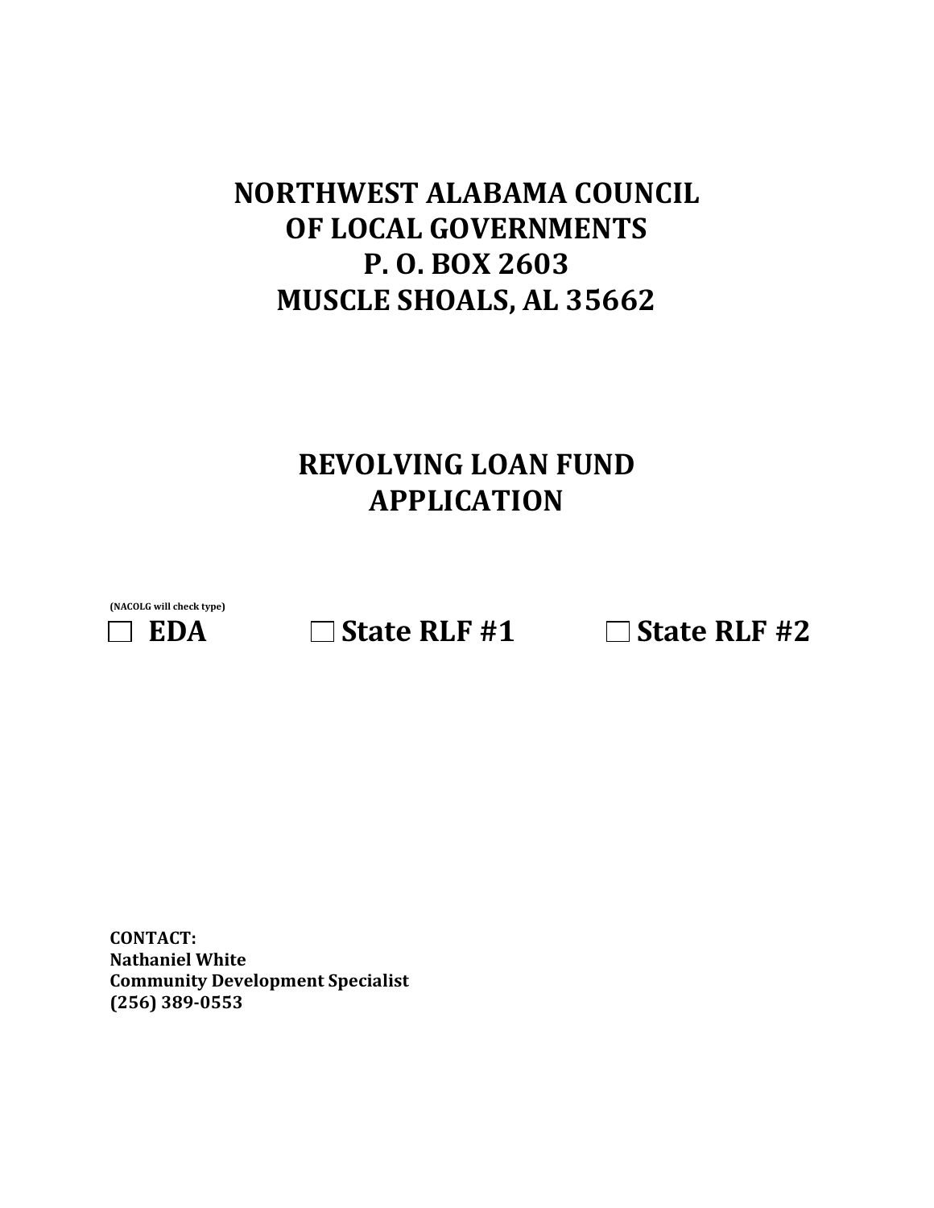# NORTHWEST ALABAMA COUNCIL OF LOCAL GOVERNMENTS P. O. BOX 2603 MUSCLE SHOALS, AL 35662

# REVOLVING LOAN FUND APPLICATION

**(NACOLG will check type)**

☐ **EDA** ☐ **State RLF #1** ☐ **State RLF #2**

**CONTACT:**
**Nathaniel White**
**Community Development Specialist**
**(256) 389-0553**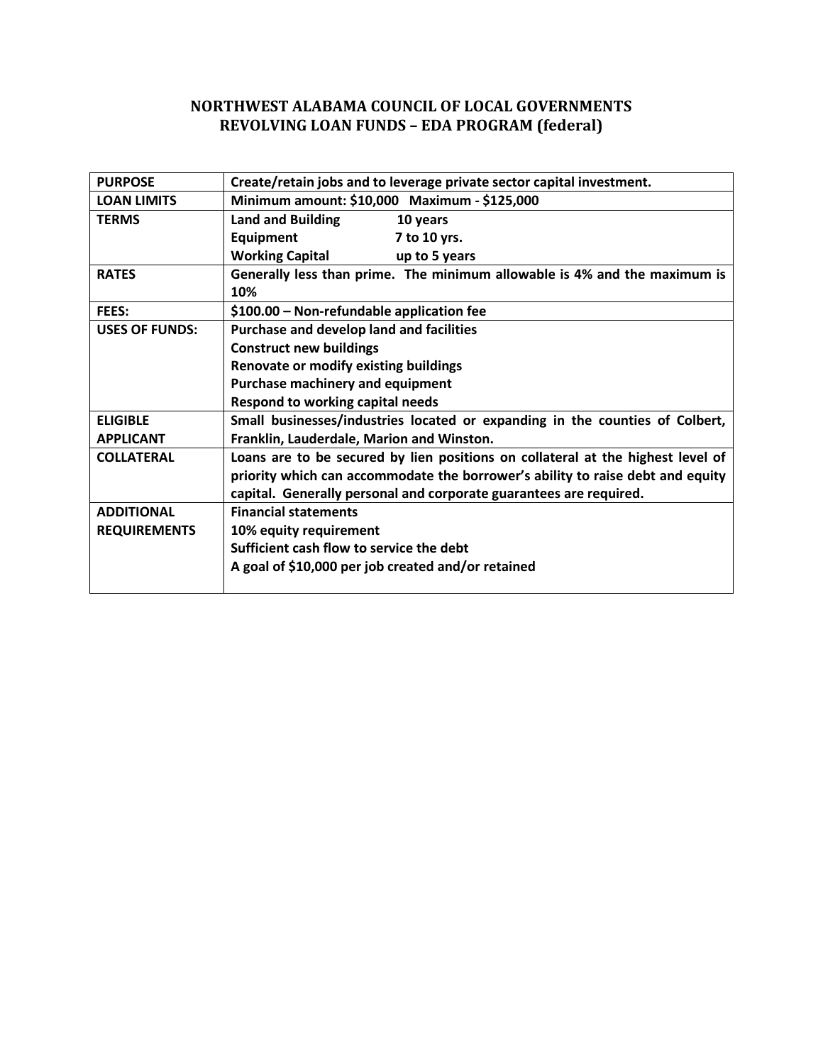## NORTHWEST ALABAMA COUNCIL OF LOCAL GOVERNMENTS
## REVOLVING LOAN FUNDS – EDA PROGRAM (federal)

| | |
|---|---|
| **PURPOSE** | **Create/retain jobs and to leverage private sector capital investment.** |
| **LOAN LIMITS** | **Minimum amount: $10,000 Maximum - $125,000** |
| **TERMS** | **Land and Building 10 years**<br>**Equipment 7 to 10 yrs.**<br>**Working Capital up to 5 years** |
| **RATES** | **Generally less than prime. The minimum allowable is 4% and the maximum is 10%** |
| **FEES:** | **$100.00 – Non-refundable application fee** |
| **USES OF FUNDS:** | **Purchase and develop land and facilities**<br>**Construct new buildings**<br>**Renovate or modify existing buildings**<br>**Purchase machinery and equipment**<br>**Respond to working capital needs** |
| **ELIGIBLE APPLICANT** | **Small businesses/industries located or expanding in the counties of Colbert, Franklin, Lauderdale, Marion and Winston.** |
| **COLLATERAL** | **Loans are to be secured by lien positions on collateral at the highest level of priority which can accommodate the borrower's ability to raise debt and equity capital. Generally personal and corporate guarantees are required.** |
| **ADDITIONAL REQUIREMENTS** | **Financial statements**<br>**10% equity requirement**<br>**Sufficient cash flow to service the debt**<br>**A goal of $10,000 per job created and/or retained** |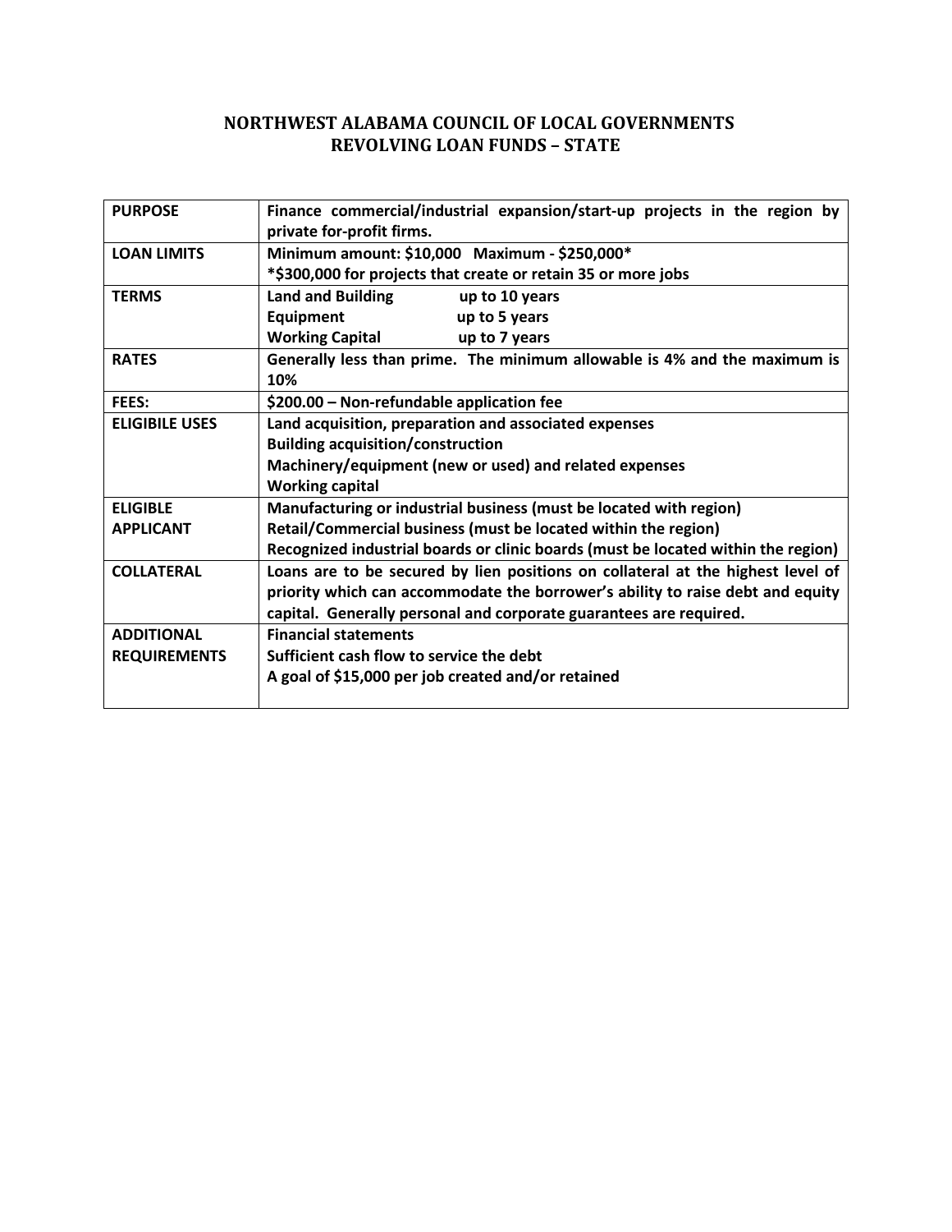# NORTHWEST ALABAMA COUNCIL OF LOCAL GOVERNMENTS
## REVOLVING LOAN FUNDS – STATE

| | |
|---|---|
| **PURPOSE** | **Finance commercial/industrial expansion/start-up projects in the region by private for-profit firms.** |
| **LOAN LIMITS** | **Minimum amount: $10,000 Maximum - $250,000***<br>***$300,000 for projects that create or retain 35 or more jobs** |
| **TERMS** | **Land and Building up to 10 years**<br>**Equipment up to 5 years**<br>**Working Capital up to 7 years** |
| **RATES** | **Generally less than prime. The minimum allowable is 4% and the maximum is 10%** |
| **FEES:** | **$200.00 – Non-refundable application fee** |
| **ELIGIBILE USES** | **Land acquisition, preparation and associated expenses**<br>**Building acquisition/construction**<br>**Machinery/equipment (new or used) and related expenses**<br>**Working capital** |
| **ELIGIBLE APPLICANT** | **Manufacturing or industrial business (must be located with region)**<br>**Retail/Commercial business (must be located within the region)**<br>**Recognized industrial boards or clinic boards (must be located within the region)** |
| **COLLATERAL** | **Loans are to be secured by lien positions on collateral at the highest level of priority which can accommodate the borrower's ability to raise debt and equity capital. Generally personal and corporate guarantees are required.** |
| **ADDITIONAL REQUIREMENTS** | **Financial statements**<br>**Sufficient cash flow to service the debt**<br>**A goal of $15,000 per job created and/or retained** |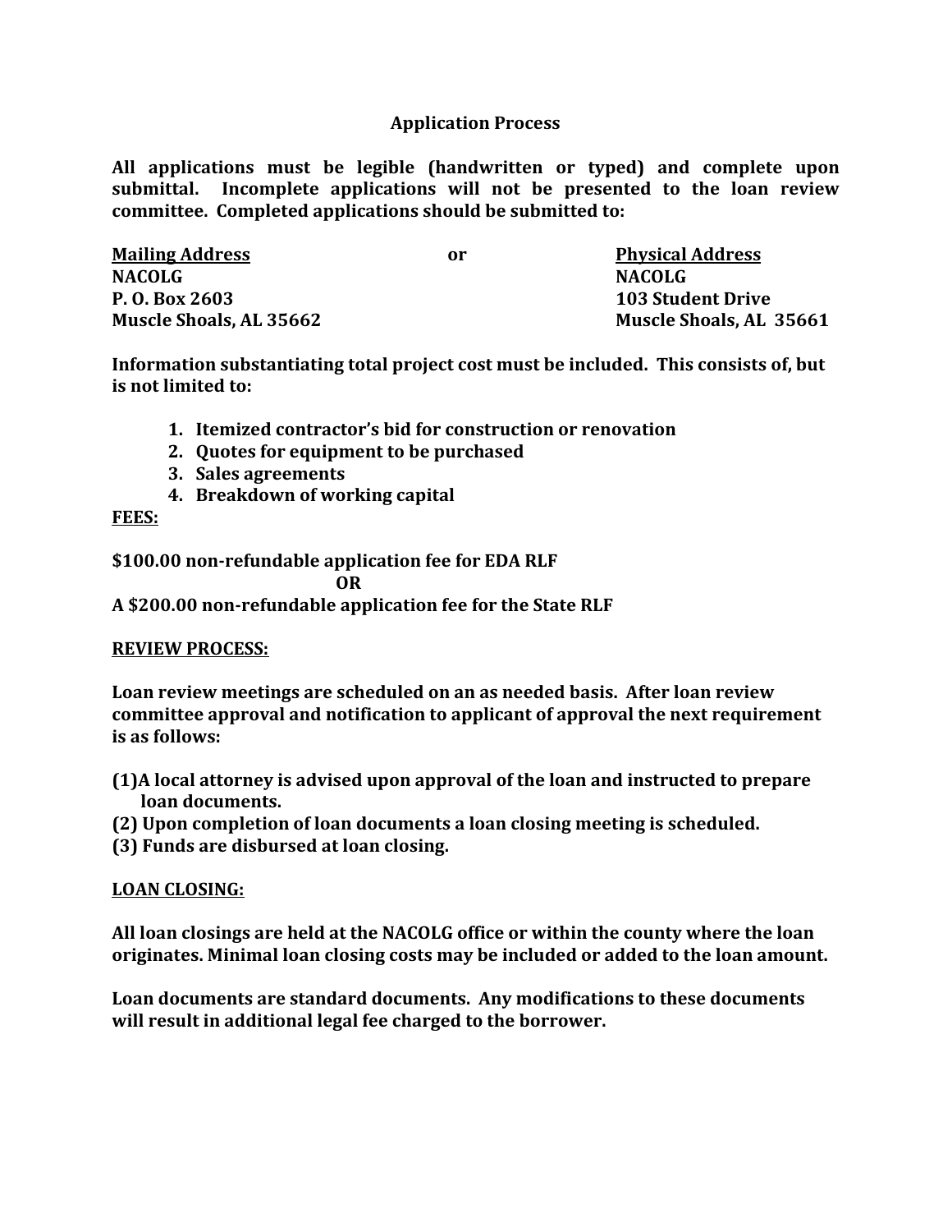# Application Process

**All applications must be legible (handwritten or typed) and complete upon submittal. Incomplete applications will not be presented to the loan review committee. Completed applications should be submitted to:**

| **Mailing Address** | or | **Physical Address** |
|---|---|---|
| **NACOLG** | | **NACOLG** |
| **P. O. Box 2603** | | **103 Student Drive** |
| **Muscle Shoals, AL 35662** | | **Muscle Shoals, AL 35661** |

**Information substantiating total project cost must be included. This consists of, but is not limited to:**

1. **Itemized contractor's bid for construction or renovation**
2. **Quotes for equipment to be purchased**
3. **Sales agreements**
4. **Breakdown of working capital**

**FEES:**

**$100.00 non-refundable application fee for EDA RLF**

**OR**

**A $200.00 non-refundable application fee for the State RLF**

**REVIEW PROCESS:**

**Loan review meetings are scheduled on an as needed basis. After loan review committee approval and notification to applicant of approval the next requirement is as follows:**

**(1) A local attorney is advised upon approval of the loan and instructed to prepare loan documents.**
**(2) Upon completion of loan documents a loan closing meeting is scheduled.**
**(3) Funds are disbursed at loan closing.**

**LOAN CLOSING:**

**All loan closings are held at the NACOLG office or within the county where the loan originates. Minimal loan closing costs may be included or added to the loan amount.**

**Loan documents are standard documents. Any modifications to these documents will result in additional legal fee charged to the borrower.**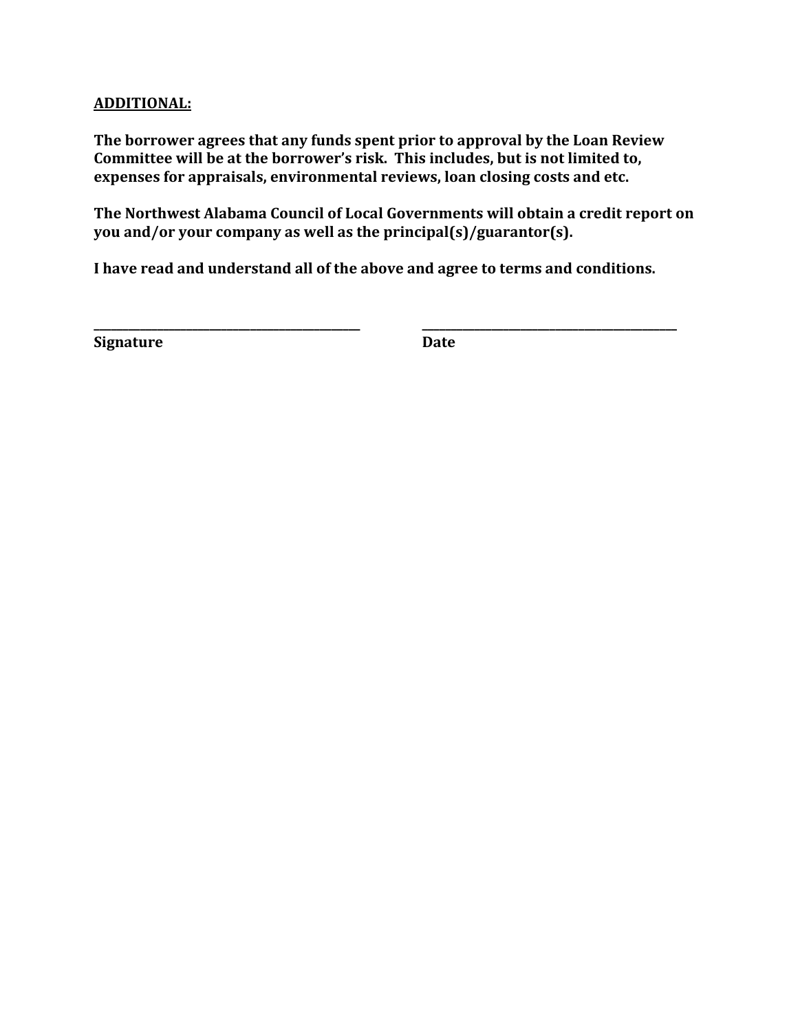**ADDITIONAL:**

**The borrower agrees that any funds spent prior to approval by the Loan Review Committee will be at the borrower's risk. This includes, but is not limited to, expenses for appraisals, environmental reviews, loan closing costs and etc.**

**The Northwest Alabama Council of Local Governments will obtain a credit report on you and/or your company as well as the principal(s)/guarantor(s).**

**I have read and understand all of the above and agree to terms and conditions.**

| ______________________________ | ______________________________ |
|---|---|
| **Signature** | **Date** |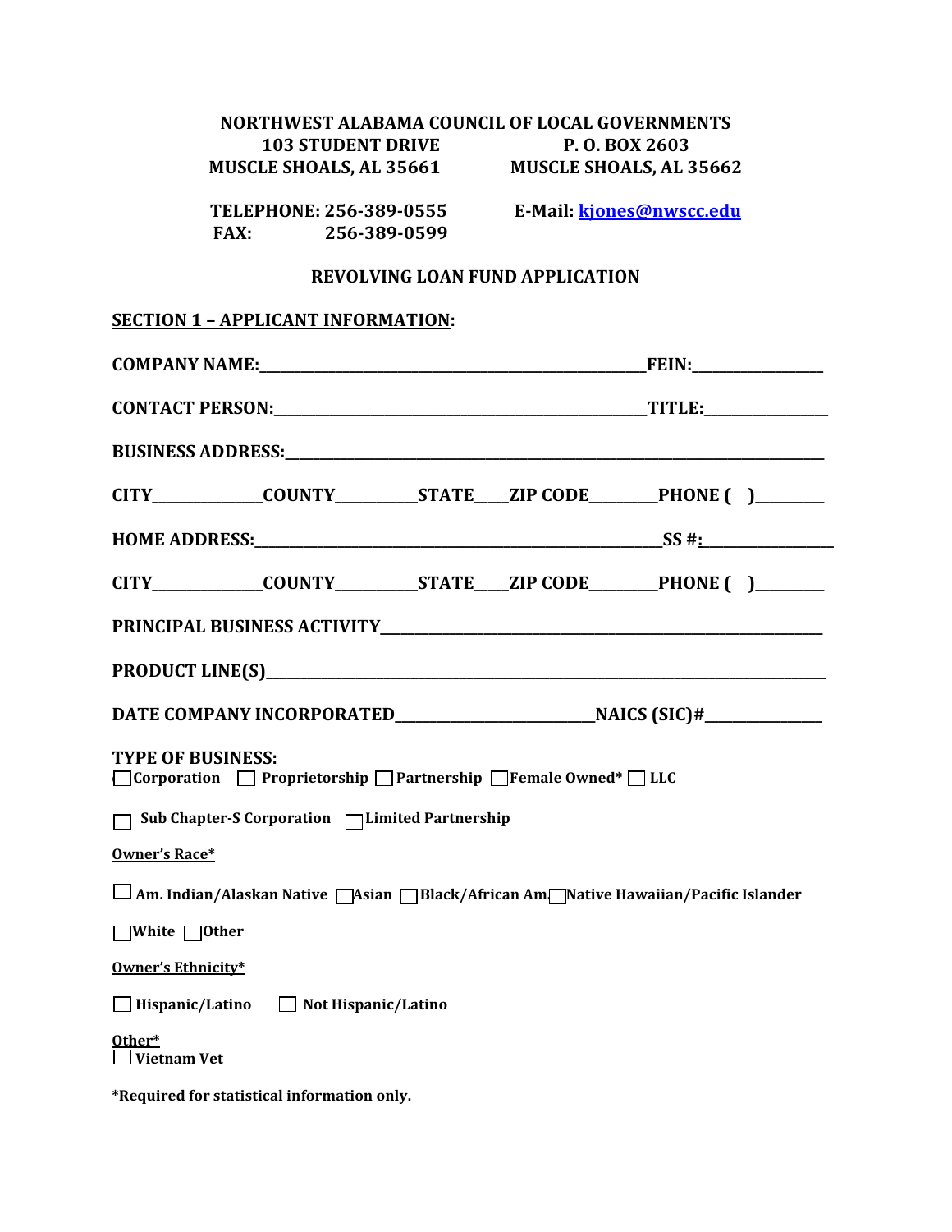**NORTHWEST ALABAMA COUNCIL OF LOCAL GOVERNMENTS**

**103 STUDENT DRIVE** — **P. O. BOX 2603**

**MUSCLE SHOALS, AL 35661** — **MUSCLE SHOALS, AL 35662**

**TELEPHONE: 256-389-0555** — **E-Mail: [kjones@nwscc.edu](mailto:kjones@nwscc.edu)**

**FAX: 256-389-0599**

# REVOLVING LOAN FUND APPLICATION

## SECTION 1 – APPLICANT INFORMATION:

**COMPANY NAME:**\_\_\_\_\_\_\_\_\_\_\_\_\_\_\_\_\_\_\_\_\_\_\_\_\_\_\_\_\_\_\_\_\_\_\_\_\_\_\_\_\_\_\_\_\_\_\_\_**FEIN:**\_\_\_\_\_\_\_\_\_\_\_\_\_\_\_\_

**CONTACT PERSON:**\_\_\_\_\_\_\_\_\_\_\_\_\_\_\_\_\_\_\_\_\_\_\_\_\_\_\_\_\_\_\_\_\_\_\_\_\_\_\_\_\_\_\_\_\_\_**TITLE:**\_\_\_\_\_\_\_\_\_\_\_\_\_\_\_

**BUSINESS ADDRESS:**\_\_\_\_\_\_\_\_\_\_\_\_\_\_\_\_\_\_\_\_\_\_\_\_\_\_\_\_\_\_\_\_\_\_\_\_\_\_\_\_\_\_\_\_\_\_\_\_\_\_\_\_\_\_\_\_\_\_\_\_\_\_\_\_\_\_\_

**CITY**\_\_\_\_\_\_\_\_\_\_\_\_\_\_**COUNTY**\_\_\_\_\_\_\_\_\_\_**STATE**\_\_\_\_**ZIP CODE**\_\_\_\_\_\_\_\_**PHONE ( )**\_\_\_\_\_\_\_\_

**HOME ADDRESS:**\_\_\_\_\_\_\_\_\_\_\_\_\_\_\_\_\_\_\_\_\_\_\_\_\_\_\_\_\_\_\_\_\_\_\_\_\_\_\_\_\_\_\_\_\_\_\_\_\_\_\_\_**SS #:**\_\_\_\_\_\_\_\_\_\_\_\_\_\_\_\_

**CITY**\_\_\_\_\_\_\_\_\_\_\_\_\_\_**COUNTY**\_\_\_\_\_\_\_\_\_\_**STATE**\_\_\_\_**ZIP CODE**\_\_\_\_\_\_\_\_**PHONE ( )**\_\_\_\_\_\_\_\_

**PRINCIPAL BUSINESS ACTIVITY**\_\_\_\_\_\_\_\_\_\_\_\_\_\_\_\_\_\_\_\_\_\_\_\_\_\_\_\_\_\_\_\_\_\_\_\_\_\_\_\_\_\_\_\_\_\_\_\_\_\_\_\_\_\_\_\_

**PRODUCT LINE(S)**\_\_\_\_\_\_\_\_\_\_\_\_\_\_\_\_\_\_\_\_\_\_\_\_\_\_\_\_\_\_\_\_\_\_\_\_\_\_\_\_\_\_\_\_\_\_\_\_\_\_\_\_\_\_\_\_\_\_\_\_\_\_\_\_\_\_\_\_\_\_

**DATE COMPANY INCORPORATED**\_\_\_\_\_\_\_\_\_\_\_\_\_\_\_\_\_\_\_\_\_\_\_\_\_**NAICS (SIC)#**\_\_\_\_\_\_\_\_\_\_\_\_\_\_\_

**TYPE OF BUSINESS:**

☐ **Corporation** ☐ **Proprietorship** ☐ **Partnership** ☐ **Female Owned*** ☐ **LLC**

☐ **Sub Chapter-S Corporation** ☐ **Limited Partnership**

**Owner's Race***

☐ **Am. Indian/Alaskan Native** ☐ **Asian** ☐ **Black/African Am.** ☐ **Native Hawaiian/Pacific Islander**

☐ **White** ☐ **Other**

**Owner's Ethnicity***

☐ **Hispanic/Latino** ☐ **Not Hispanic/Latino**

**Other***

☐ **Vietnam Vet**

***Required for statistical information only.**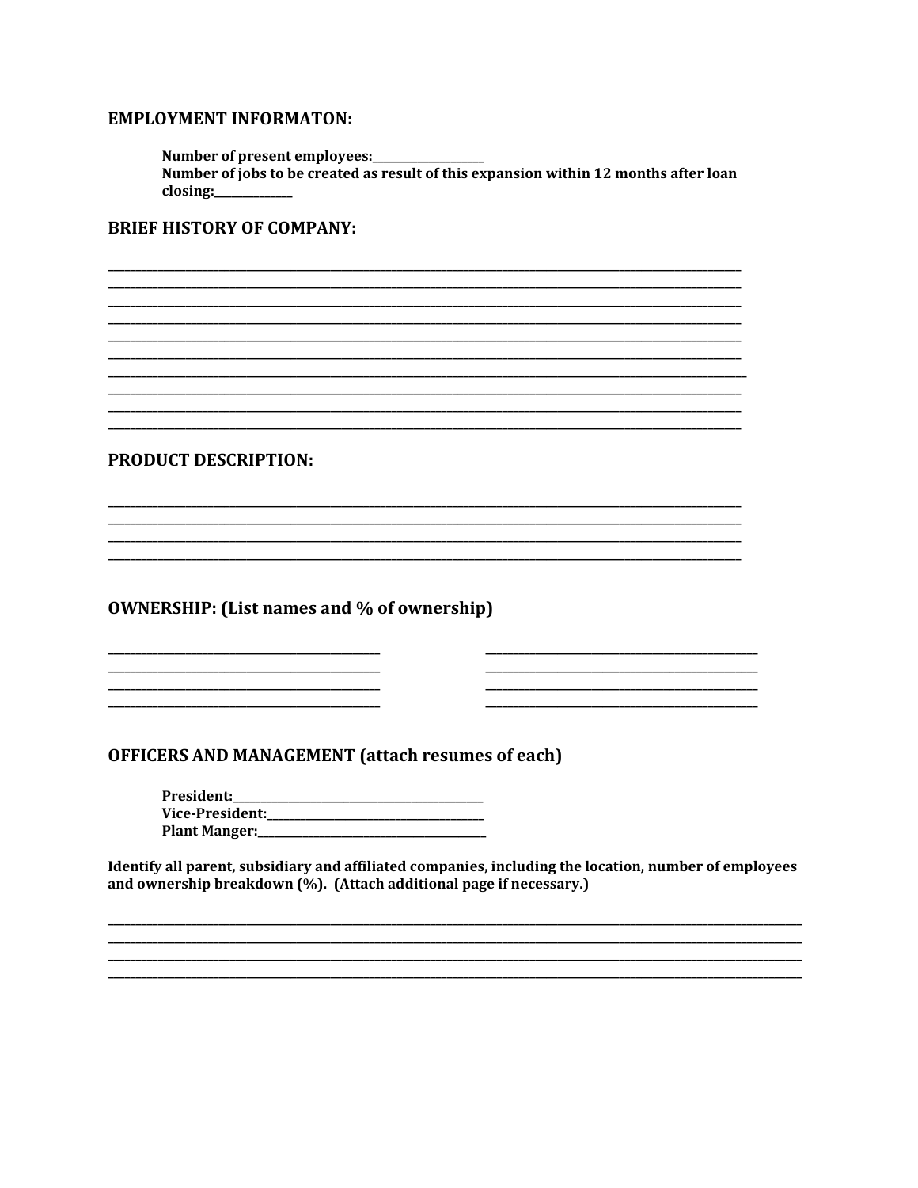## EMPLOYMENT INFORMATON:

**Number of present employees:\_\_\_\_\_\_\_\_\_\_\_\_\_\_\_\_\_\_\_\_**
**Number of jobs to be created as result of this expansion within 12 months after loan closing:\_\_\_\_\_\_\_\_\_\_\_\_\_\_\_**

## BRIEF HISTORY OF COMPANY:

\_\_\_\_\_\_\_\_\_\_\_\_\_\_\_\_\_\_\_\_\_\_\_\_\_\_\_\_\_\_\_\_\_\_\_\_\_\_\_\_\_\_\_\_\_\_\_\_\_\_\_\_\_\_\_\_\_\_\_\_\_\_\_\_\_\_\_\_\_\_\_\_\_\_\_\_\_\_
\_\_\_\_\_\_\_\_\_\_\_\_\_\_\_\_\_\_\_\_\_\_\_\_\_\_\_\_\_\_\_\_\_\_\_\_\_\_\_\_\_\_\_\_\_\_\_\_\_\_\_\_\_\_\_\_\_\_\_\_\_\_\_\_\_\_\_\_\_\_\_\_\_\_\_\_\_\_
\_\_\_\_\_\_\_\_\_\_\_\_\_\_\_\_\_\_\_\_\_\_\_\_\_\_\_\_\_\_\_\_\_\_\_\_\_\_\_\_\_\_\_\_\_\_\_\_\_\_\_\_\_\_\_\_\_\_\_\_\_\_\_\_\_\_\_\_\_\_\_\_\_\_\_\_\_\_
\_\_\_\_\_\_\_\_\_\_\_\_\_\_\_\_\_\_\_\_\_\_\_\_\_\_\_\_\_\_\_\_\_\_\_\_\_\_\_\_\_\_\_\_\_\_\_\_\_\_\_\_\_\_\_\_\_\_\_\_\_\_\_\_\_\_\_\_\_\_\_\_\_\_\_\_\_\_
\_\_\_\_\_\_\_\_\_\_\_\_\_\_\_\_\_\_\_\_\_\_\_\_\_\_\_\_\_\_\_\_\_\_\_\_\_\_\_\_\_\_\_\_\_\_\_\_\_\_\_\_\_\_\_\_\_\_\_\_\_\_\_\_\_\_\_\_\_\_\_\_\_\_\_\_\_\_
\_\_\_\_\_\_\_\_\_\_\_\_\_\_\_\_\_\_\_\_\_\_\_\_\_\_\_\_\_\_\_\_\_\_\_\_\_\_\_\_\_\_\_\_\_\_\_\_\_\_\_\_\_\_\_\_\_\_\_\_\_\_\_\_\_\_\_\_\_\_\_\_\_\_\_\_\_\_
\_\_\_\_\_\_\_\_\_\_\_\_\_\_\_\_\_\_\_\_\_\_\_\_\_\_\_\_\_\_\_\_\_\_\_\_\_\_\_\_\_\_\_\_\_\_\_\_\_\_\_\_\_\_\_\_\_\_\_\_\_\_\_\_\_\_\_\_\_\_\_\_\_\_\_\_\_\_
\_\_\_\_\_\_\_\_\_\_\_\_\_\_\_\_\_\_\_\_\_\_\_\_\_\_\_\_\_\_\_\_\_\_\_\_\_\_\_\_\_\_\_\_\_\_\_\_\_\_\_\_\_\_\_\_\_\_\_\_\_\_\_\_\_\_\_\_\_\_\_\_\_\_\_\_\_\_
\_\_\_\_\_\_\_\_\_\_\_\_\_\_\_\_\_\_\_\_\_\_\_\_\_\_\_\_\_\_\_\_\_\_\_\_\_\_\_\_\_\_\_\_\_\_\_\_\_\_\_\_\_\_\_\_\_\_\_\_\_\_\_\_\_\_\_\_\_\_\_\_\_\_\_\_\_\_
\_\_\_\_\_\_\_\_\_\_\_\_\_\_\_\_\_\_\_\_\_\_\_\_\_\_\_\_\_\_\_\_\_\_\_\_\_\_\_\_\_\_\_\_\_\_\_\_\_\_\_\_\_\_\_\_\_\_\_\_\_\_\_\_\_\_\_\_\_\_\_\_\_\_\_\_\_\_

## PRODUCT DESCRIPTION:

\_\_\_\_\_\_\_\_\_\_\_\_\_\_\_\_\_\_\_\_\_\_\_\_\_\_\_\_\_\_\_\_\_\_\_\_\_\_\_\_\_\_\_\_\_\_\_\_\_\_\_\_\_\_\_\_\_\_\_\_\_\_\_\_\_\_\_\_\_\_\_\_\_\_\_\_\_\_
\_\_\_\_\_\_\_\_\_\_\_\_\_\_\_\_\_\_\_\_\_\_\_\_\_\_\_\_\_\_\_\_\_\_\_\_\_\_\_\_\_\_\_\_\_\_\_\_\_\_\_\_\_\_\_\_\_\_\_\_\_\_\_\_\_\_\_\_\_\_\_\_\_\_\_\_\_\_
\_\_\_\_\_\_\_\_\_\_\_\_\_\_\_\_\_\_\_\_\_\_\_\_\_\_\_\_\_\_\_\_\_\_\_\_\_\_\_\_\_\_\_\_\_\_\_\_\_\_\_\_\_\_\_\_\_\_\_\_\_\_\_\_\_\_\_\_\_\_\_\_\_\_\_\_\_\_
\_\_\_\_\_\_\_\_\_\_\_\_\_\_\_\_\_\_\_\_\_\_\_\_\_\_\_\_\_\_\_\_\_\_\_\_\_\_\_\_\_\_\_\_\_\_\_\_\_\_\_\_\_\_\_\_\_\_\_\_\_\_\_\_\_\_\_\_\_\_\_\_\_\_\_\_\_\_

## OWNERSHIP: (List names and % of ownership)

\_\_\_\_\_\_\_\_\_\_\_\_\_\_\_\_\_\_\_\_\_\_\_\_\_\_\_\_\_\_\_\_\_\_ \_\_\_\_\_\_\_\_\_\_\_\_\_\_\_\_\_\_\_\_\_\_\_\_\_\_\_\_\_\_\_\_\_\_
\_\_\_\_\_\_\_\_\_\_\_\_\_\_\_\_\_\_\_\_\_\_\_\_\_\_\_\_\_\_\_\_\_\_ \_\_\_\_\_\_\_\_\_\_\_\_\_\_\_\_\_\_\_\_\_\_\_\_\_\_\_\_\_\_\_\_\_\_
\_\_\_\_\_\_\_\_\_\_\_\_\_\_\_\_\_\_\_\_\_\_\_\_\_\_\_\_\_\_\_\_\_\_ \_\_\_\_\_\_\_\_\_\_\_\_\_\_\_\_\_\_\_\_\_\_\_\_\_\_\_\_\_\_\_\_\_\_
\_\_\_\_\_\_\_\_\_\_\_\_\_\_\_\_\_\_\_\_\_\_\_\_\_\_\_\_\_\_\_\_\_\_ \_\_\_\_\_\_\_\_\_\_\_\_\_\_\_\_\_\_\_\_\_\_\_\_\_\_\_\_\_\_\_\_\_\_

## OFFICERS AND MANAGEMENT (attach resumes of each)

**President:\_\_\_\_\_\_\_\_\_\_\_\_\_\_\_\_\_\_\_\_\_\_\_\_\_\_\_\_\_\_\_\_\_\_\_\_\_\_\_\_\_\_**
**Vice-President:\_\_\_\_\_\_\_\_\_\_\_\_\_\_\_\_\_\_\_\_\_\_\_\_\_\_\_\_\_\_\_\_\_\_\_\_\_\_**
**Plant Manger:\_\_\_\_\_\_\_\_\_\_\_\_\_\_\_\_\_\_\_\_\_\_\_\_\_\_\_\_\_\_\_\_\_\_\_\_\_\_\_**

**Identify all parent, subsidiary and affiliated companies, including the location, number of employees and ownership breakdown (%). (Attach additional page if necessary.)**

\_\_\_\_\_\_\_\_\_\_\_\_\_\_\_\_\_\_\_\_\_\_\_\_\_\_\_\_\_\_\_\_\_\_\_\_\_\_\_\_\_\_\_\_\_\_\_\_\_\_\_\_\_\_\_\_\_\_\_\_\_\_\_\_\_\_\_\_\_\_\_\_\_\_\_\_\_\_\_\_\_\_\_\_
\_\_\_\_\_\_\_\_\_\_\_\_\_\_\_\_\_\_\_\_\_\_\_\_\_\_\_\_\_\_\_\_\_\_\_\_\_\_\_\_\_\_\_\_\_\_\_\_\_\_\_\_\_\_\_\_\_\_\_\_\_\_\_\_\_\_\_\_\_\_\_\_\_\_\_\_\_\_\_\_\_\_\_\_
\_\_\_\_\_\_\_\_\_\_\_\_\_\_\_\_\_\_\_\_\_\_\_\_\_\_\_\_\_\_\_\_\_\_\_\_\_\_\_\_\_\_\_\_\_\_\_\_\_\_\_\_\_\_\_\_\_\_\_\_\_\_\_\_\_\_\_\_\_\_\_\_\_\_\_\_\_\_\_\_\_\_\_\_
\_\_\_\_\_\_\_\_\_\_\_\_\_\_\_\_\_\_\_\_\_\_\_\_\_\_\_\_\_\_\_\_\_\_\_\_\_\_\_\_\_\_\_\_\_\_\_\_\_\_\_\_\_\_\_\_\_\_\_\_\_\_\_\_\_\_\_\_\_\_\_\_\_\_\_\_\_\_\_\_\_\_\_\_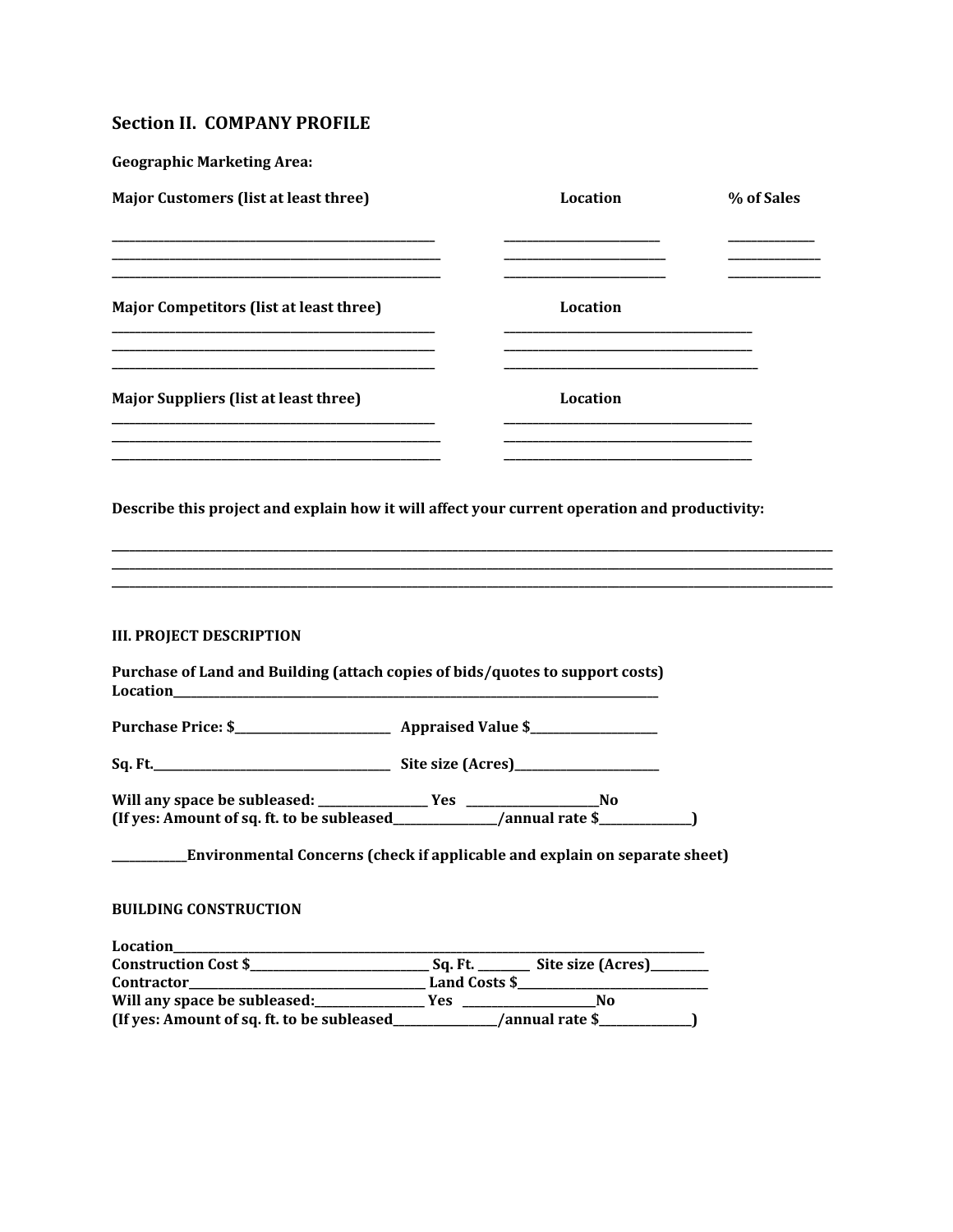## Section II. COMPANY PROFILE

**Geographic Marketing Area:**

| Major Customers (list at least three) | Location | % of Sales |
| --- | --- | --- |
| ____________________ | ____________________ | __________ |
| ____________________ | ____________________ | __________ |
| ____________________ | ____________________ | __________ |

| Major Competitors (list at least three) | Location |
| --- | --- |
| ____________________ | ____________________ |
| ____________________ | ____________________ |
| ____________________ | ____________________ |

| Major Suppliers (list at least three) | Location |
| --- | --- |
| ____________________ | ____________________ |
| ____________________ | ____________________ |
| ____________________ | ____________________ |

**Describe this project and explain how it will affect your current operation and productivity:**

______________________________________________________________________________
______________________________________________________________________________
______________________________________________________________________________

### III. PROJECT DESCRIPTION

**Purchase of Land and Building (attach copies of bids/quotes to support costs)**
**Location**______________________________________________

**Purchase Price: $**__________________ **Appraised Value $**______________

**Sq. Ft.**__________________________ **Site size (Acres)**________________

**Will any space be subleased:** ____________ **Yes** ______________**No**
**(If yes: Amount of sq. ft. to be subleased**___________**/annual rate $**__________**)**

________**Environmental Concerns (check if applicable and explain on separate sheet)**

### BUILDING CONSTRUCTION

**Location**______________________________________________
**Construction Cost $**__________________ **Sq. Ft.** ______ **Site size (Acres)**______
**Contractor**________________________ **Land Costs $**____________________
**Will any space be subleased:**____________ **Yes** ______________**No**
**(If yes: Amount of sq. ft. to be subleased**___________**/annual rate $**__________**)**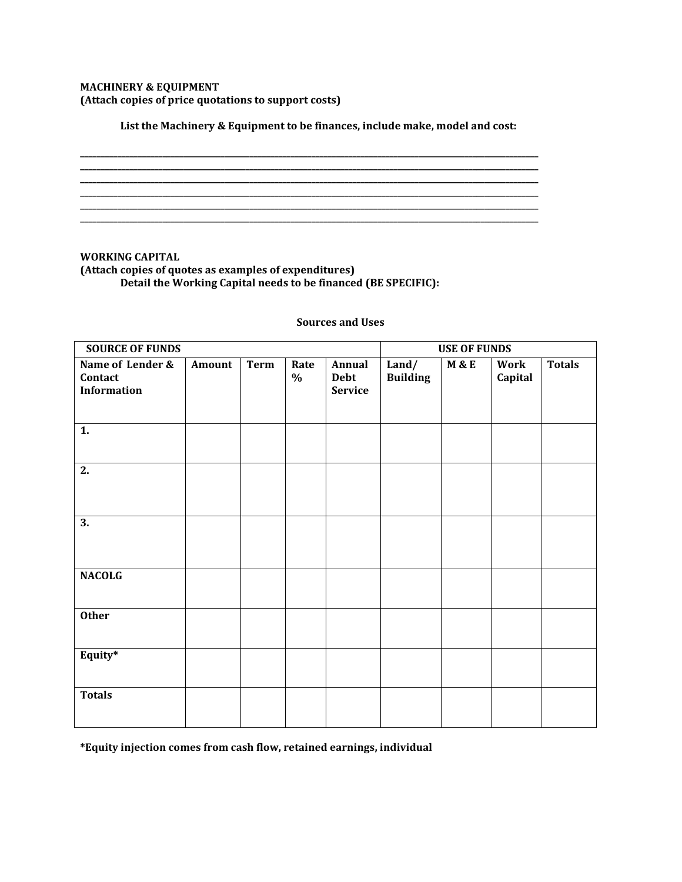**MACHINERY & EQUIPMENT**
**(Attach copies of price quotations to support costs)**

**List the Machinery & Equipment to be finances, include make, model and cost:**

______________________________________________________________________________
______________________________________________________________________________
______________________________________________________________________________
______________________________________________________________________________
______________________________________________________________________________
______________________________________________________________________________

**WORKING CAPITAL**
**(Attach copies of quotes as examples of expenditures)**
**Detail the Working Capital needs to be financed (BE SPECIFIC):**

**Sources and Uses**

| SOURCE OF FUNDS | | | | | USE OF FUNDS | | | |
|---|---|---|---|---|---|---|---|---|
| **Name of Lender & Contact Information** | **Amount** | **Term** | **Rate %** | **Annual Debt Service** | **Land/ Building** | **M & E** | **Work Capital** | **Totals** |
| **1.** | | | | | | | | |
| **2.** | | | | | | | | |
| **3.** | | | | | | | | |
| **NACOLG** | | | | | | | | |
| **Other** | | | | | | | | |
| **Equity*** | | | | | | | | |
| **Totals** | | | | | | | | |

***Equity injection comes from cash flow, retained earnings, individual**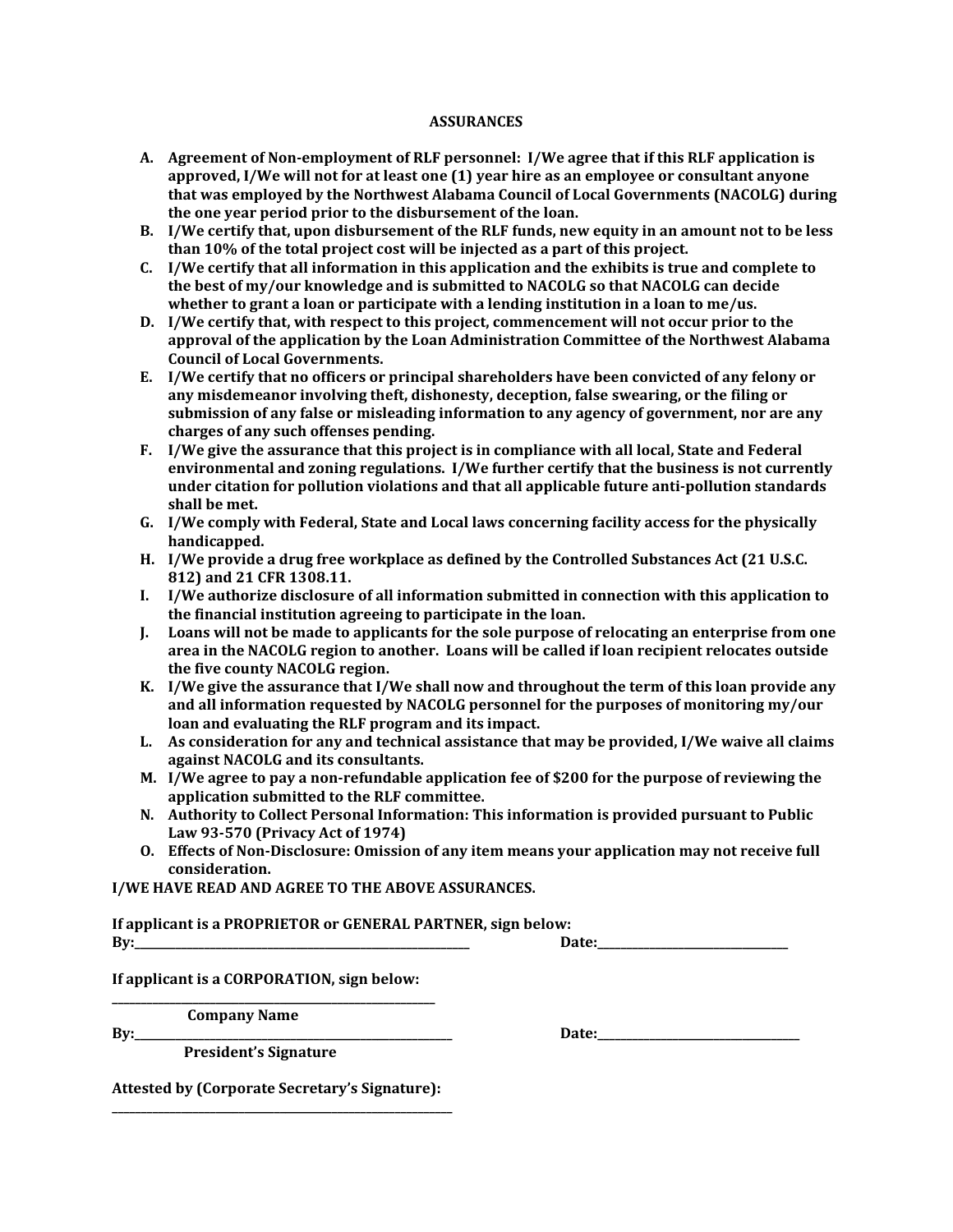## ASSURANCES

- **A. Agreement of Non-employment of RLF personnel: I/We agree that if this RLF application is approved, I/We will not for at least one (1) year hire as an employee or consultant anyone that was employed by the Northwest Alabama Council of Local Governments (NACOLG) during the one year period prior to the disbursement of the loan.**
- **B. I/We certify that, upon disbursement of the RLF funds, new equity in an amount not to be less than 10% of the total project cost will be injected as a part of this project.**
- **C. I/We certify that all information in this application and the exhibits is true and complete to the best of my/our knowledge and is submitted to NACOLG so that NACOLG can decide whether to grant a loan or participate with a lending institution in a loan to me/us.**
- **D. I/We certify that, with respect to this project, commencement will not occur prior to the approval of the application by the Loan Administration Committee of the Northwest Alabama Council of Local Governments.**
- **E. I/We certify that no officers or principal shareholders have been convicted of any felony or any misdemeanor involving theft, dishonesty, deception, false swearing, or the filing or submission of any false or misleading information to any agency of government, nor are any charges of any such offenses pending.**
- **F. I/We give the assurance that this project is in compliance with all local, State and Federal environmental and zoning regulations. I/We further certify that the business is not currently under citation for pollution violations and that all applicable future anti-pollution standards shall be met.**
- **G. I/We comply with Federal, State and Local laws concerning facility access for the physically handicapped.**
- **H. I/We provide a drug free workplace as defined by the Controlled Substances Act (21 U.S.C. 812) and 21 CFR 1308.11.**
- **I. I/We authorize disclosure of all information submitted in connection with this application to the financial institution agreeing to participate in the loan.**
- **J. Loans will not be made to applicants for the sole purpose of relocating an enterprise from one area in the NACOLG region to another. Loans will be called if loan recipient relocates outside the five county NACOLG region.**
- **K. I/We give the assurance that I/We shall now and throughout the term of this loan provide any and all information requested by NACOLG personnel for the purposes of monitoring my/our loan and evaluating the RLF program and its impact.**
- **L. As consideration for any and technical assistance that may be provided, I/We waive all claims against NACOLG and its consultants.**
- **M. I/We agree to pay a non-refundable application fee of $200 for the purpose of reviewing the application submitted to the RLF committee.**
- **N. Authority to Collect Personal Information: This information is provided pursuant to Public Law 93-570 (Privacy Act of 1974)**
- **O. Effects of Non-Disclosure: Omission of any item means your application may not receive full consideration.**

**I/WE HAVE READ AND AGREE TO THE ABOVE ASSURANCES.**

**If applicant is a PROPRIETOR or GENERAL PARTNER, sign below:**

**By:**\_\_\_\_\_\_\_\_\_\_\_\_\_\_\_\_\_\_\_\_\_\_\_\_\_\_\_\_\_\_\_\_\_\_\_\_\_\_\_\_ **Date:**\_\_\_\_\_\_\_\_\_\_\_\_\_\_\_\_\_\_\_\_\_\_

**If applicant is a CORPORATION, sign below:**

\_\_\_\_\_\_\_\_\_\_\_\_\_\_\_\_\_\_\_\_\_\_\_\_\_\_\_\_\_\_\_\_\_\_\_\_\_\_\_\_

**Company Name**

**By:**\_\_\_\_\_\_\_\_\_\_\_\_\_\_\_\_\_\_\_\_\_\_\_\_\_\_\_\_\_\_\_\_\_\_\_\_\_\_\_\_ **Date:**\_\_\_\_\_\_\_\_\_\_\_\_\_\_\_\_\_\_\_\_\_\_

**President's Signature**

**Attested by (Corporate Secretary's Signature):**

\_\_\_\_\_\_\_\_\_\_\_\_\_\_\_\_\_\_\_\_\_\_\_\_\_\_\_\_\_\_\_\_\_\_\_\_\_\_\_\_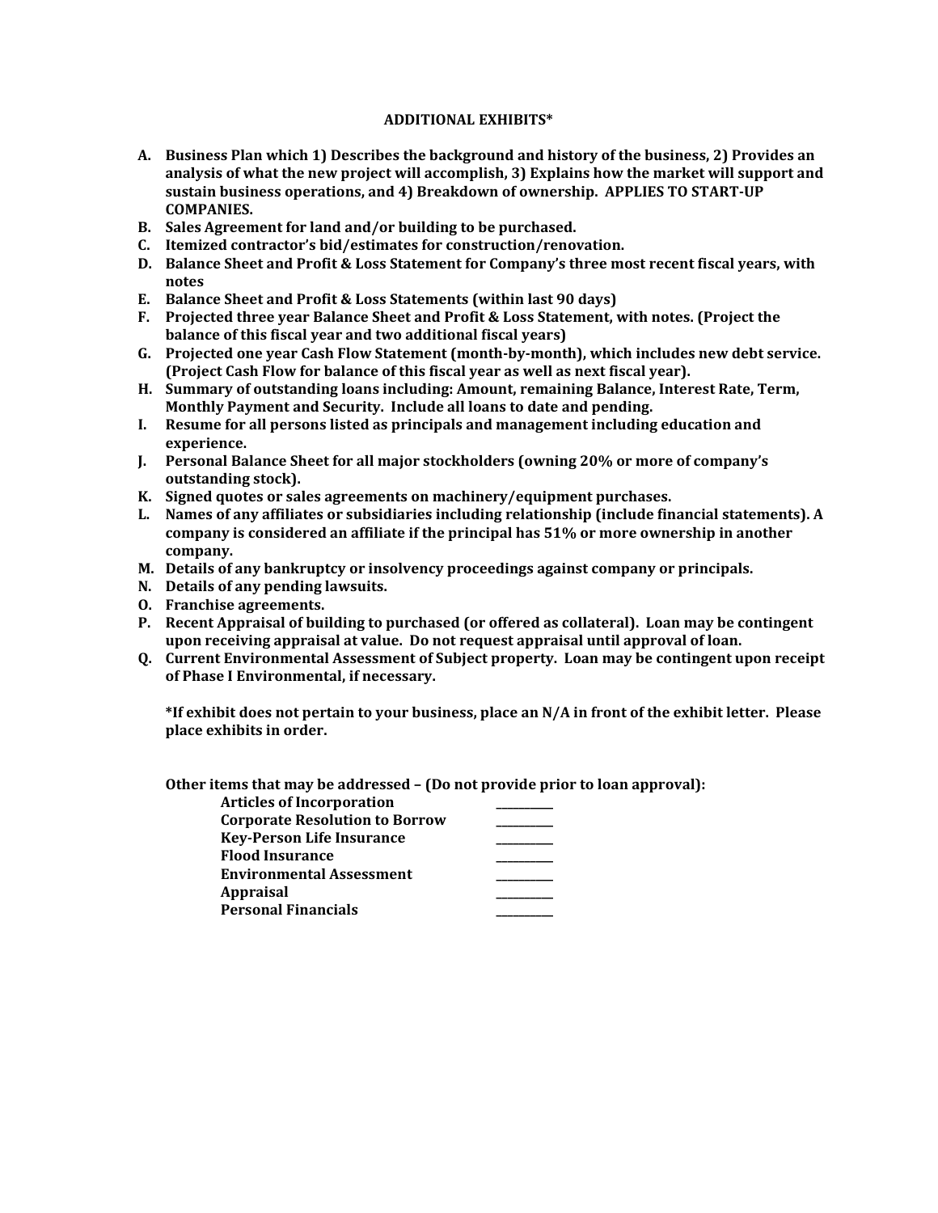## ADDITIONAL EXHIBITS*

**A. Business Plan which 1) Describes the background and history of the business, 2) Provides an analysis of what the new project will accomplish, 3) Explains how the market will support and sustain business operations, and 4) Breakdown of ownership. APPLIES TO START-UP COMPANIES.**

**B. Sales Agreement for land and/or building to be purchased.**

**C. Itemized contractor's bid/estimates for construction/renovation.**

**D. Balance Sheet and Profit & Loss Statement for Company's three most recent fiscal years, with notes**

**E. Balance Sheet and Profit & Loss Statements (within last 90 days)**

**F. Projected three year Balance Sheet and Profit & Loss Statement, with notes. (Project the balance of this fiscal year and two additional fiscal years)**

**G. Projected one year Cash Flow Statement (month-by-month), which includes new debt service. (Project Cash Flow for balance of this fiscal year as well as next fiscal year).**

**H. Summary of outstanding loans including: Amount, remaining Balance, Interest Rate, Term, Monthly Payment and Security. Include all loans to date and pending.**

**I. Resume for all persons listed as principals and management including education and experience.**

**J. Personal Balance Sheet for all major stockholders (owning 20% or more of company's outstanding stock).**

**K. Signed quotes or sales agreements on machinery/equipment purchases.**

**L. Names of any affiliates or subsidiaries including relationship (include financial statements). A company is considered an affiliate if the principal has 51% or more ownership in another company.**

**M. Details of any bankruptcy or insolvency proceedings against company or principals.**

**N. Details of any pending lawsuits.**

**O. Franchise agreements.**

**P. Recent Appraisal of building to purchased (or offered as collateral). Loan may be contingent upon receiving appraisal at value. Do not request appraisal until approval of loan.**

**Q. Current Environmental Assessment of Subject property. Loan may be contingent upon receipt of Phase I Environmental, if necessary.**

**\*If exhibit does not pertain to your business, place an N/A in front of the exhibit letter. Please place exhibits in order.**

**Other items that may be addressed – (Do not provide prior to loan approval):**

| | |
|---|---|
| **Articles of Incorporation** | _________ |
| **Corporate Resolution to Borrow** | _________ |
| **Key-Person Life Insurance** | _________ |
| **Flood Insurance** | _________ |
| **Environmental Assessment** | _________ |
| **Appraisal** | _________ |
| **Personal Financials** | _________ |